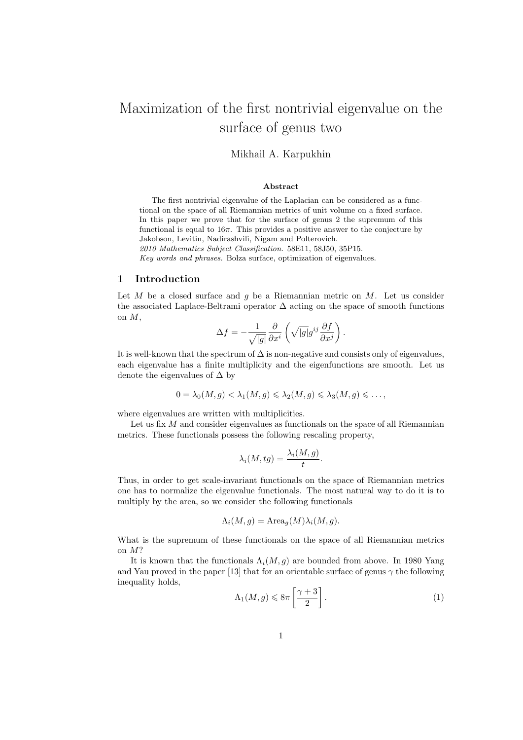# Maximization of the first nontrivial eigenvalue on the surface of genus two

Mikhail A. Karpukhin

### Abstract

The first nontrivial eigenvalue of the Laplacian can be considered as a functional on the space of all Riemannian metrics of unit volume on a fixed surface. In this paper we prove that for the surface of genus 2 the supremum of this functional is equal to $16\pi$. This provides a positive answer to the conjecture by Jakobson, Levitin, Nadirashvili, Nigam and Polterovich.

*2010 Mathematics Subject Classification.* 58E11, 58J50, 35P15.

*Key words and phrases.* Bolza surface, optimization of eigenvalues.

## 1 Introduction

Let $M$ be a closed surface and $g$ be a Riemannian metric on $M$. Let us consider the associated Laplace-Beltrami operator $\Delta$ acting on the space of smooth functions on $M$,

$$\Delta f = -\frac{1}{\sqrt{|g|}}\frac{\partial}{\partial x^i}\left(\sqrt{|g|}g^{ij}\frac{\partial f}{\partial x^j}\right).$$

It is well-known that the spectrum of $\Delta$ is non-negative and consists only of eigenvalues, each eigenvalue has a finite multiplicity and the eigenfunctions are smooth. Let us denote the eigenvalues of $\Delta$ by

$$0 = \lambda_0(M,g) < \lambda_1(M,g) \leqslant \lambda_2(M,g) \leqslant \lambda_3(M,g) \leqslant \ldots,$$

where eigenvalues are written with multiplicities.

Let us fix $M$ and consider eigenvalues as functionals on the space of all Riemannian metrics. These functionals possess the following rescaling property,

$$\lambda_i(M,tg) = \frac{\lambda_i(M,g)}{t}.$$

Thus, in order to get scale-invariant functionals on the space of Riemannian metrics one has to normalize the eigenvalue functionals. The most natural way to do it is to multiply by the area, so we consider the following functionals

$$\Lambda_i(M,g) = \mathrm{Area}_g(M)\lambda_i(M,g).$$

What is the supremum of these functionals on the space of all Riemannian metrics on $M$?

It is known that the functionals $\Lambda_i(M,g)$ are bounded from above. In 1980 Yang and Yau proved in the paper [13] that for an orientable surface of genus $\gamma$ the following inequality holds,

$$\Lambda_1(M,g) \leqslant 8\pi\left[\frac{\gamma+3}{2}\right]. \tag{1}$$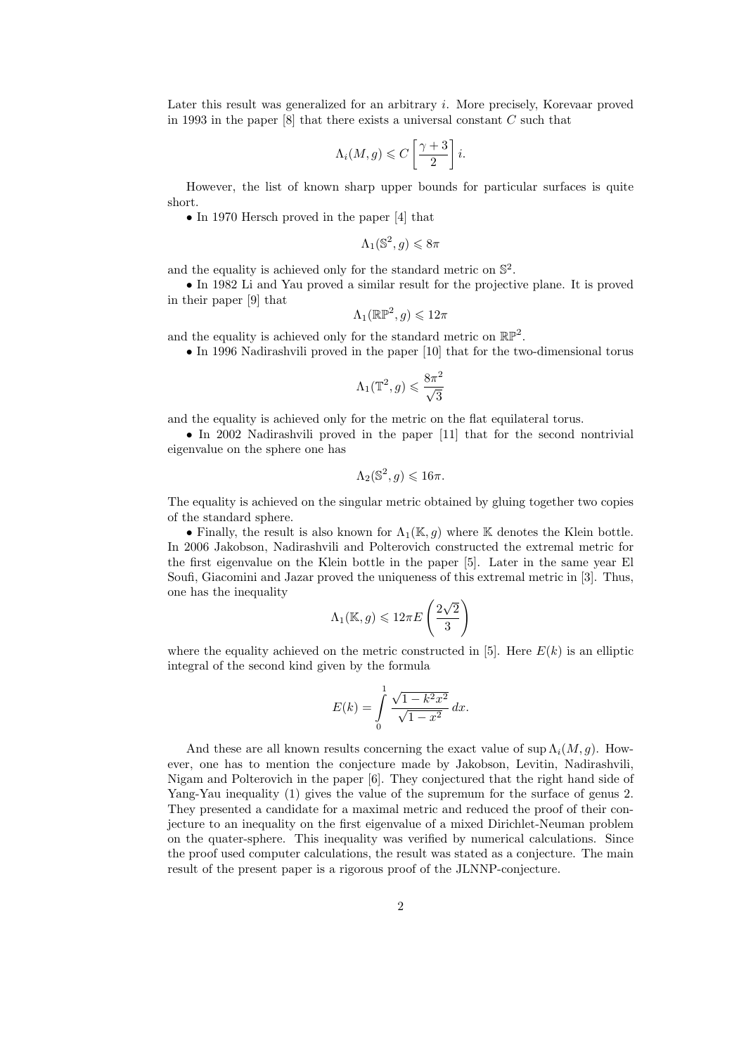Later this result was generalized for an arbitrary $i$. More precisely, Korevaar proved in 1993 in the paper [8] that there exists a universal constant $C$ such that

$$\Lambda_i(M,g) \leqslant C\left[\frac{\gamma+3}{2}\right] i.$$

However, the list of known sharp upper bounds for particular surfaces is quite short.

• In 1970 Hersch proved in the paper [4] that

$$\Lambda_1(\mathbb{S}^2, g) \leqslant 8\pi$$

and the equality is achieved only for the standard metric on $\mathbb{S}^2$.

• In 1982 Li and Yau proved a similar result for the projective plane. It is proved in their paper [9] that

$$\Lambda_1(\mathbb{RP}^2, g) \leqslant 12\pi$$

and the equality is achieved only for the standard metric on $\mathbb{RP}^2$.

• In 1996 Nadirashvili proved in the paper [10] that for the two-dimensional torus

$$\Lambda_1(\mathbb{T}^2, g) \leqslant \frac{8\pi^2}{\sqrt{3}}$$

and the equality is achieved only for the metric on the flat equilateral torus.

• In 2002 Nadirashvili proved in the paper [11] that for the second nontrivial eigenvalue on the sphere one has

$$\Lambda_2(\mathbb{S}^2, g) \leqslant 16\pi.$$

The equality is achieved on the singular metric obtained by gluing together two copies of the standard sphere.

• Finally, the result is also known for $\Lambda_1(\mathbb{K}, g)$ where $\mathbb{K}$ denotes the Klein bottle. In 2006 Jakobson, Nadirashvili and Polterovich constructed the extremal metric for the first eigenvalue on the Klein bottle in the paper [5]. Later in the same year El Soufi, Giacomini and Jazar proved the uniqueness of this extremal metric in [3]. Thus, one has the inequality

$$\Lambda_1(\mathbb{K}, g) \leqslant 12\pi E\left(\frac{2\sqrt{2}}{3}\right)$$

where the equality achieved on the metric constructed in [5]. Here $E(k)$ is an elliptic integral of the second kind given by the formula

$$E(k) = \int_0^1 \frac{\sqrt{1-k^2x^2}}{\sqrt{1-x^2}}\,dx.$$

And these are all known results concerning the exact value of $\sup \Lambda_i(M,g)$. However, one has to mention the conjecture made by Jakobson, Levitin, Nadirashvili, Nigam and Polterovich in the paper [6]. They conjectured that the right hand side of Yang-Yau inequality (1) gives the value of the supremum for the surface of genus 2. They presented a candidate for a maximal metric and reduced the proof of their conjecture to an inequality on the first eigenvalue of a mixed Dirichlet-Neuman problem on the quater-sphere. This inequality was verified by numerical calculations. Since the proof used computer calculations, the result was stated as a conjecture. The main result of the present paper is a rigorous proof of the JLNNP-conjecture.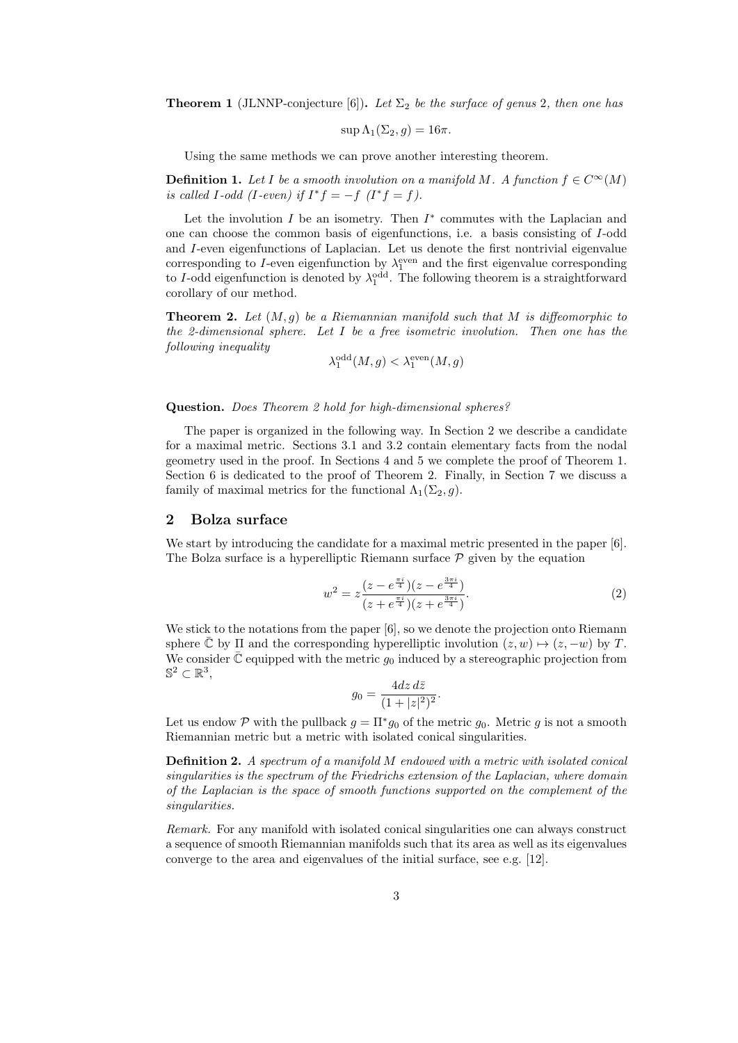**Theorem 1** (JLNNP-conjecture [6])**.** *Let $\Sigma_2$ be the surface of genus 2, then one has*

$$\sup \Lambda_1(\Sigma_2, g) = 16\pi.$$

Using the same methods we can prove another interesting theorem.

**Definition 1.** *Let $I$ be a smooth involution on a manifold $M$. A function $f \in C^\infty(M)$ is called $I$-odd ($I$-even) if $I^*f = -f$ ($I^*f = f$).*

Let the involution $I$ be an isometry. Then $I^*$ commutes with the Laplacian and one can choose the common basis of eigenfunctions, i.e. a basis consisting of $I$-odd and $I$-even eigenfunctions of Laplacian. Let us denote the first nontrivial eigenvalue corresponding to $I$-even eigenfunction by $\lambda_1^{\mathrm{even}}$ and the first eigenvalue corresponding to $I$-odd eigenfunction is denoted by $\lambda_1^{\mathrm{odd}}$. The following theorem is a straightforward corollary of our method.

**Theorem 2.** *Let $(M, g)$ be a Riemannian manifold such that $M$ is diffeomorphic to the 2-dimensional sphere. Let $I$ be a free isometric involution. Then one has the following inequality*

$$\lambda_1^{\mathrm{odd}}(M, g) < \lambda_1^{\mathrm{even}}(M, g)$$

**Question.** *Does Theorem 2 hold for high-dimensional spheres?*

The paper is organized in the following way. In Section 2 we describe a candidate for a maximal metric. Sections 3.1 and 3.2 contain elementary facts from the nodal geometry used in the proof. In Sections 4 and 5 we complete the proof of Theorem 1. Section 6 is dedicated to the proof of Theorem 2. Finally, in Section 7 we discuss a family of maximal metrics for the functional $\Lambda_1(\Sigma_2, g)$.

## 2 Bolza surface

We start by introducing the candidate for a maximal metric presented in the paper [6]. The Bolza surface is a hyperelliptic Riemann surface $\mathcal{P}$ given by the equation

$$w^2 = z\frac{(z - e^{\frac{\pi i}{4}})(z - e^{\frac{3\pi i}{4}})}{(z + e^{\frac{\pi i}{4}})(z + e^{\frac{3\pi i}{4}})}. \tag{2}$$

We stick to the notations from the paper [6], so we denote the projection onto Riemann sphere $\bar{\mathbb{C}}$ by $\Pi$ and the corresponding hyperelliptic involution $(z, w) \mapsto (z, -w)$ by $T$. We consider $\bar{\mathbb{C}}$ equipped with the metric $g_0$ induced by a stereographic projection from $\mathbb{S}^2 \subset \mathbb{R}^3$,

$$g_0 = \frac{4dz\, d\bar{z}}{(1 + |z|^2)^2}.$$

Let us endow $\mathcal{P}$ with the pullback $g = \Pi^* g_0$ of the metric $g_0$. Metric $g$ is not a smooth Riemannian metric but a metric with isolated conical singularities.

**Definition 2.** *A spectrum of a manifold $M$ endowed with a metric with isolated conical singularities is the spectrum of the Friedrichs extension of the Laplacian, where domain of the Laplacian is the space of smooth functions supported on the complement of the singularities.*

*Remark.* For any manifold with isolated conical singularities one can always construct a sequence of smooth Riemannian manifolds such that its area as well as its eigenvalues converge to the area and eigenvalues of the initial surface, see e.g. [12].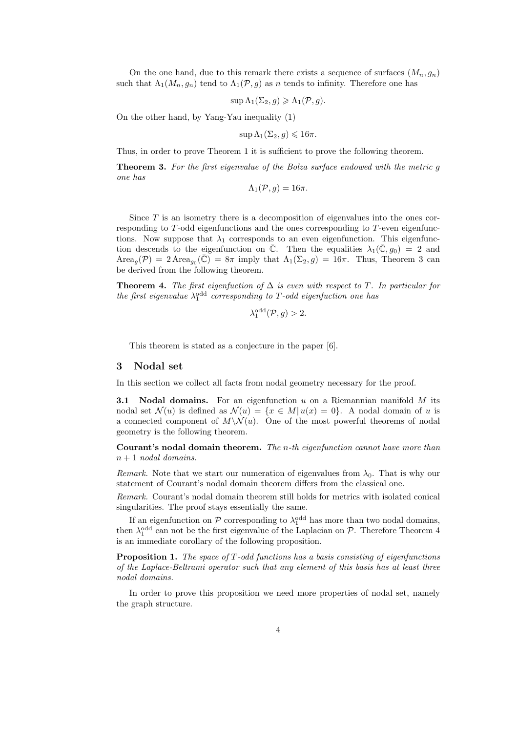On the one hand, due to this remark there exists a sequence of surfaces $(M_n, g_n)$ such that $\Lambda_1(M_n, g_n)$ tend to $\Lambda_1(\mathcal{P}, g)$ as $n$ tends to infinity. Therefore one has

$$\sup \Lambda_1(\Sigma_2, g) \geqslant \Lambda_1(\mathcal{P}, g).$$

On the other hand, by Yang-Yau inequality (1)

$$\sup \Lambda_1(\Sigma_2, g) \leqslant 16\pi.$$

Thus, in order to prove Theorem 1 it is sufficient to prove the following theorem.

**Theorem 3.** *For the first eigenvalue of the Bolza surface endowed with the metric $g$ one has*

$$\Lambda_1(\mathcal{P}, g) = 16\pi.$$

Since $T$ is an isometry there is a decomposition of eigenvalues into the ones corresponding to $T$-odd eigenfunctions and the ones corresponding to $T$-even eigenfunctions. Now suppose that $\lambda_1$ corresponds to an even eigenfunction. This eigenfunction descends to the eigenfunction on $\bar{\mathbb{C}}$. Then the equalities $\lambda_1(\bar{\mathbb{C}}, g_0) = 2$ and $\mathrm{Area}_g(\mathcal{P}) = 2\,\mathrm{Area}_{g_0}(\bar{\mathbb{C}}) = 8\pi$ imply that $\Lambda_1(\Sigma_2, g) = 16\pi$. Thus, Theorem 3 can be derived from the following theorem.

**Theorem 4.** *The first eigenfuction of $\Delta$ is even with respect to $T$. In particular for the first eigenvalue $\lambda_1^{\mathrm{odd}}$ corresponding to $T$-odd eigenfuction one has*

$$\lambda_1^{\mathrm{odd}}(\mathcal{P}, g) > 2.$$

This theorem is stated as a conjecture in the paper [6].

## 3 Nodal set

In this section we collect all facts from nodal geometry necessary for the proof.

**3.1 Nodal domains.** For an eigenfunction $u$ on a Riemannian manifold $M$ its nodal set $\mathcal{N}(u)$ is defined as $\mathcal{N}(u) = \{x \in M \,|\, u(x) = 0\}$. A nodal domain of $u$ is a connected component of $M \backslash \mathcal{N}(u)$. One of the most powerful theorems of nodal geometry is the following theorem.

**Courant's nodal domain theorem.** *The $n$-th eigenfunction cannot have more than $n+1$ nodal domains.*

*Remark.* Note that we start our numeration of eigenvalues from $\lambda_0$. That is why our statement of Courant's nodal domain theorem differs from the classical one.

*Remark.* Courant's nodal domain theorem still holds for metrics with isolated conical singularities. The proof stays essentially the same.

If an eigenfunction on $\mathcal{P}$ corresponding to $\lambda_1^{\mathrm{odd}}$ has more than two nodal domains, then $\lambda_1^{\mathrm{odd}}$ can not be the first eigenvalue of the Laplacian on $\mathcal{P}$. Therefore Theorem 4 is an immediate corollary of the following proposition.

**Proposition 1.** *The space of $T$-odd functions has a basis consisting of eigenfunctions of the Laplace-Beltrami operator such that any element of this basis has at least three nodal domains.*

In order to prove this proposition we need more properties of nodal set, namely the graph structure.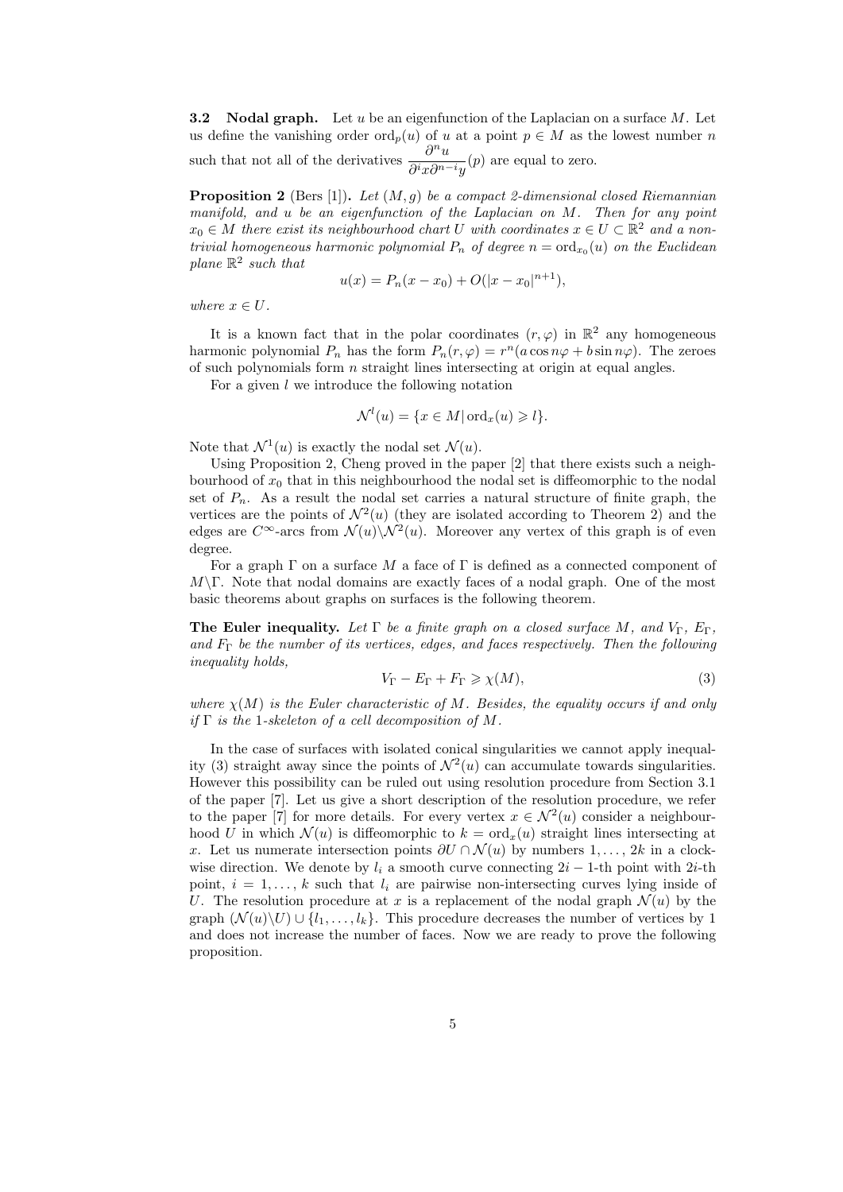**3.2 Nodal graph.** Let $u$ be an eigenfunction of the Laplacian on a surface $M$. Let us define the vanishing order $\mathrm{ord}_p(u)$ of $u$ at a point $p \in M$ as the lowest number $n$ such that not all of the derivatives $\dfrac{\partial^n u}{\partial^i x \partial^{n-i} y}(p)$ are equal to zero.

**Proposition 2** (Bers [1])**.** *Let $(M, g)$ be a compact 2-dimensional closed Riemannian manifold, and $u$ be an eigenfunction of the Laplacian on $M$. Then for any point $x_0 \in M$ there exist its neighbourhood chart $U$ with coordinates $x \in U \subset \mathbb{R}^2$ and a non-trivial homogeneous harmonic polynomial $P_n$ of degree $n = \mathrm{ord}_{x_0}(u)$ on the Euclidean plane $\mathbb{R}^2$ such that*

$$u(x) = P_n(x - x_0) + O(|x - x_0|^{n+1}),$$

*where $x \in U$.*

It is a known fact that in the polar coordinates $(r, \varphi)$ in $\mathbb{R}^2$ any homogeneous harmonic polynomial $P_n$ has the form $P_n(r, \varphi) = r^n(a \cos n\varphi + b \sin n\varphi)$. The zeroes of such polynomials form $n$ straight lines intersecting at origin at equal angles.

For a given $l$ we introduce the following notation

$$\mathcal{N}^l(u) = \{x \in M \,|\, \mathrm{ord}_x(u) \geqslant l\}.$$

Note that $\mathcal{N}^1(u)$ is exactly the nodal set $\mathcal{N}(u)$.

Using Proposition 2, Cheng proved in the paper [2] that there exists such a neighbourhood of $x_0$ that in this neighbourhood the nodal set is diffeomorphic to the nodal set of $P_n$. As a result the nodal set carries a natural structure of finite graph, the vertices are the points of $\mathcal{N}^2(u)$ (they are isolated according to Theorem 2) and the edges are $C^\infty$-arcs from $\mathcal{N}(u) \backslash \mathcal{N}^2(u)$. Moreover any vertex of this graph is of even degree.

For a graph $\Gamma$ on a surface $M$ a face of $\Gamma$ is defined as a connected component of $M \backslash \Gamma$. Note that nodal domains are exactly faces of a nodal graph. One of the most basic theorems about graphs on surfaces is the following theorem.

**The Euler inequality.** *Let $\Gamma$ be a finite graph on a closed surface $M$, and $V_\Gamma$, $E_\Gamma$, and $F_\Gamma$ be the number of its vertices, edges, and faces respectively. Then the following inequality holds,*

$$V_\Gamma - E_\Gamma + F_\Gamma \geqslant \chi(M), \tag{3}$$

*where $\chi(M)$ is the Euler characteristic of $M$. Besides, the equality occurs if and only if $\Gamma$ is the 1-skeleton of a cell decomposition of $M$.*

In the case of surfaces with isolated conical singularities we cannot apply inequality (3) straight away since the points of $\mathcal{N}^2(u)$ can accumulate towards singularities. However this possibility can be ruled out using resolution procedure from Section 3.1 of the paper [7]. Let us give a short description of the resolution procedure, we refer to the paper [7] for more details. For every vertex $x \in \mathcal{N}^2(u)$ consider a neighbourhood $U$ in which $\mathcal{N}(u)$ is diffeomorphic to $k = \mathrm{ord}_x(u)$ straight lines intersecting at $x$. Let us numerate intersection points $\partial U \cap \mathcal{N}(u)$ by numbers $1, \ldots, 2k$ in a clockwise direction. We denote by $l_i$ a smooth curve connecting $2i - 1$-th point with $2i$-th point, $i = 1, \ldots, k$ such that $l_i$ are pairwise non-intersecting curves lying inside of $U$. The resolution procedure at $x$ is a replacement of the nodal graph $\mathcal{N}(u)$ by the graph $(\mathcal{N}(u) \backslash U) \cup \{l_1, \ldots, l_k\}$. This procedure decreases the number of vertices by 1 and does not increase the number of faces. Now we are ready to prove the following proposition.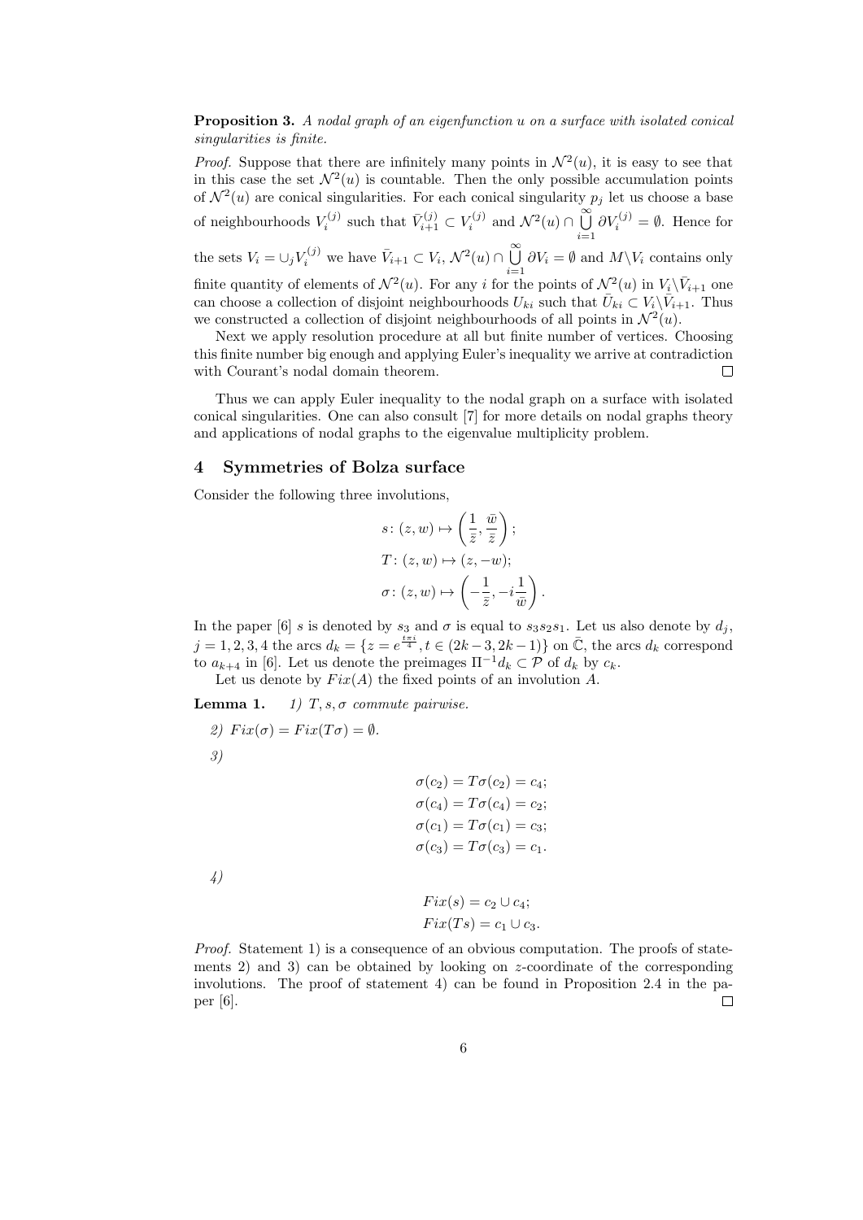**Proposition 3.** *A nodal graph of an eigenfunction u on a surface with isolated conical singularities is finite.*

*Proof.* Suppose that there are infinitely many points in $\mathcal{N}^2(u)$, it is easy to see that in this case the set $\mathcal{N}^2(u)$ is countable. Then the only possible accumulation points of $\mathcal{N}^2(u)$ are conical singularities. For each conical singularity $p_j$ let us choose a base of neighbourhoods $V_i^{(j)}$ such that $\bar{V}_{i+1}^{(j)} \subset V_i^{(j)}$ and $\mathcal{N}^2(u) \cap \bigcup_{i=1}^{\infty} \partial V_i^{(j)} = \emptyset$. Hence for the sets $V_i = \cup_j V_i^{(j)}$ we have $\bar{V}_{i+1} \subset V_i$, $\mathcal{N}^2(u) \cap \bigcup_{i=1}^{\infty} \partial V_i = \emptyset$ and $M \backslash V_i$ contains only finite quantity of elements of $\mathcal{N}^2(u)$. For any $i$ for the points of $\mathcal{N}^2(u)$ in $V_i \backslash \bar{V}_{i+1}$ one can choose a collection of disjoint neighbourhoods $U_{ki}$ such that $\bar{U}_{ki} \subset V_i \backslash \bar{V}_{i+1}$. Thus we constructed a collection of disjoint neighbourhoods of all points in $\mathcal{N}^2(u)$.

Next we apply resolution procedure at all but finite number of vertices. Choosing this finite number big enough and applying Euler's inequality we arrive at contradiction with Courant's nodal domain theorem. $\square$

Thus we can apply Euler inequality to the nodal graph on a surface with isolated conical singularities. One can also consult [7] for more details on nodal graphs theory and applications of nodal graphs to the eigenvalue multiplicity problem.

## 4 Symmetries of Bolza surface

Consider the following three involutions,

$$
\begin{aligned}
s &\colon (z, w) \mapsto \left( \frac{1}{\bar{z}}, \frac{\bar{w}}{\bar{z}} \right); \\
T &\colon (z, w) \mapsto (z, -w); \\
\sigma &\colon (z, w) \mapsto \left( -\frac{1}{\bar{z}}, -i\frac{1}{\bar{w}} \right).
\end{aligned}
$$

In the paper [6] $s$ is denoted by $s_3$ and $\sigma$ is equal to $s_3 s_2 s_1$. Let us also denote by $d_j$, $j = 1, 2, 3, 4$ the arcs $d_k = \{z = e^{\frac{t\pi i}{4}}, t \in (2k-3, 2k-1)\}$ on $\bar{\mathbb{C}}$, the arcs $d_k$ correspond to $a_{k+4}$ in [6]. Let us denote the preimages $\Pi^{-1} d_k \subset \mathcal{P}$ of $d_k$ by $c_k$.

Let us denote by $Fix(A)$ the fixed points of an involution $A$.

**Lemma 1.** *1) $T, s, \sigma$ commute pairwise.*

*2) $Fix(\sigma) = Fix(T\sigma) = \emptyset$.*

*3)*

$$
\begin{aligned}
\sigma(c_2) &= T\sigma(c_2) = c_4; \\
\sigma(c_4) &= T\sigma(c_4) = c_2; \\
\sigma(c_1) &= T\sigma(c_1) = c_3; \\
\sigma(c_3) &= T\sigma(c_3) = c_1.
\end{aligned}
$$

*4)*

$$
\begin{aligned}
Fix(s) &= c_2 \cup c_4; \\
Fix(Ts) &= c_1 \cup c_3.
\end{aligned}
$$

*Proof.* Statement 1) is a consequence of an obvious computation. The proofs of statements 2) and 3) can be obtained by looking on $z$-coordinate of the corresponding involutions. The proof of statement 4) can be found in Proposition 2.4 in the paper [6]. $\square$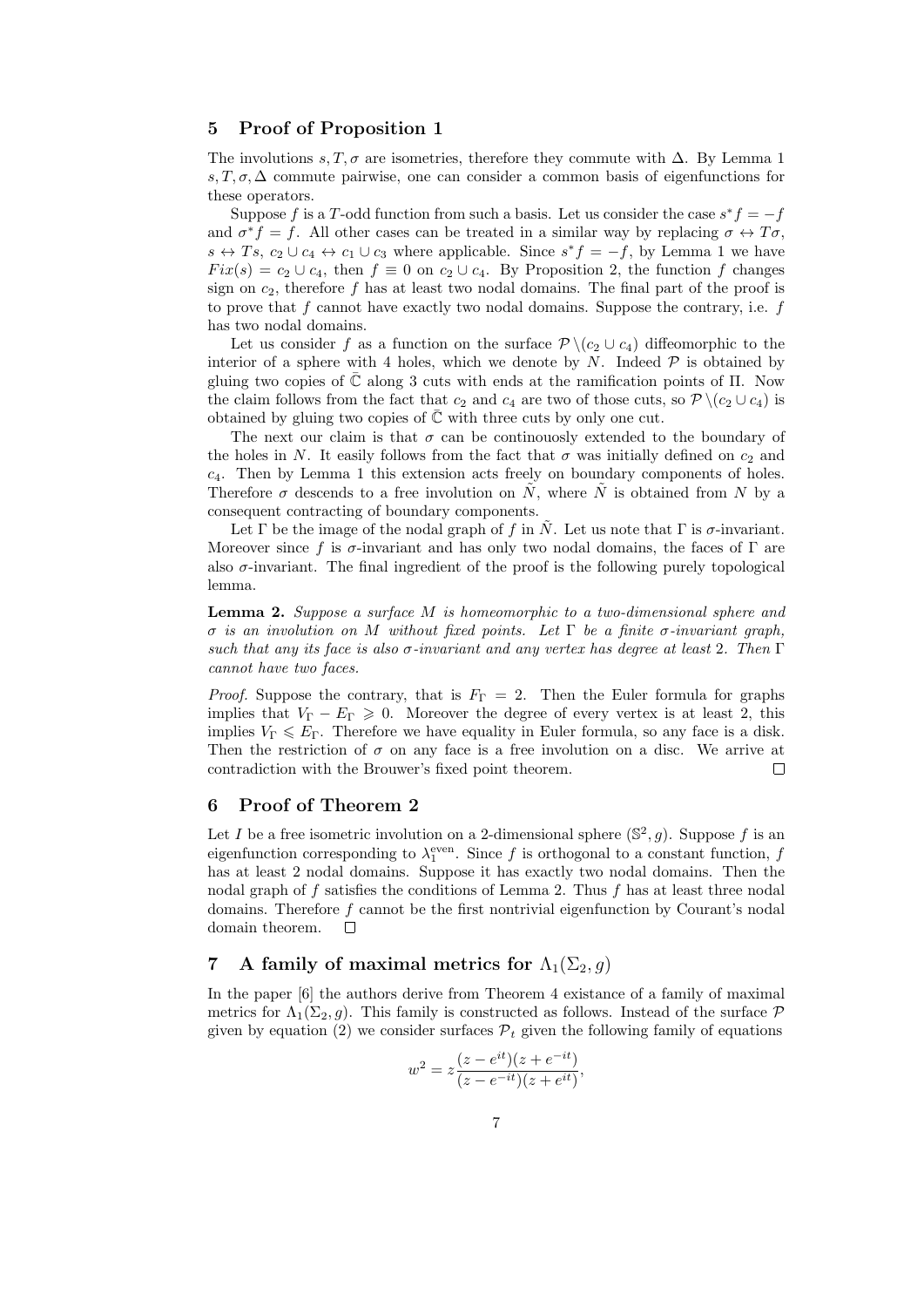## 5 Proof of Proposition 1

The involutions $s, T, \sigma$ are isometries, therefore they commute with $\Delta$. By Lemma 1 $s, T, \sigma, \Delta$ commute pairwise, one can consider a common basis of eigenfunctions for these operators.

Suppose $f$ is a $T$-odd function from such a basis. Let us consider the case $s^*f = -f$ and $\sigma^*f = f$. All other cases can be treated in a similar way by replacing $\sigma \leftrightarrow T\sigma$, $s \leftrightarrow Ts$, $c_2 \cup c_4 \leftrightarrow c_1 \cup c_3$ where applicable. Since $s^*f = -f$, by Lemma 1 we have $Fix(s) = c_2 \cup c_4$, then $f \equiv 0$ on $c_2 \cup c_4$. By Proposition 2, the function $f$ changes sign on $c_2$, therefore $f$ has at least two nodal domains. The final part of the proof is to prove that $f$ cannot have exactly two nodal domains. Suppose the contrary, i.e. $f$ has two nodal domains.

Let us consider $f$ as a function on the surface $\mathcal{P}\setminus(c_2 \cup c_4)$ diffeomorphic to the interior of a sphere with 4 holes, which we denote by $N$. Indeed $\mathcal{P}$ is obtained by gluing two copies of $\bar{\mathbb{C}}$ along 3 cuts with ends at the ramification points of $\Pi$. Now the claim follows from the fact that $c_2$ and $c_4$ are two of those cuts, so $\mathcal{P}\setminus(c_2 \cup c_4)$ is obtained by gluing two copies of $\bar{\mathbb{C}}$ with three cuts by only one cut.

The next our claim is that $\sigma$ can be continouosly extended to the boundary of the holes in $N$. It easily follows from the fact that $\sigma$ was initially defined on $c_2$ and $c_4$. Then by Lemma 1 this extension acts freely on boundary components of holes. Therefore $\sigma$ descends to a free involution on $\tilde{N}$, where $\tilde{N}$ is obtained from $N$ by a consequent contracting of boundary components.

Let $\Gamma$ be the image of the nodal graph of $f$ in $\tilde{N}$. Let us note that $\Gamma$ is $\sigma$-invariant. Moreover since $f$ is $\sigma$-invariant and has only two nodal domains, the faces of $\Gamma$ are also $\sigma$-invariant. The final ingredient of the proof is the following purely topological lemma.

**Lemma 2.** *Suppose a surface $M$ is homeomorphic to a two-dimensional sphere and $\sigma$ is an involution on $M$ without fixed points. Let $\Gamma$ be a finite $\sigma$-invariant graph, such that any its face is also $\sigma$-invariant and any vertex has degree at least 2. Then $\Gamma$ cannot have two faces.*

*Proof.* Suppose the contrary, that is $F_\Gamma = 2$. Then the Euler formula for graphs implies that $V_\Gamma - E_\Gamma \geqslant 0$. Moreover the degree of every vertex is at least 2, this implies $V_\Gamma \leqslant E_\Gamma$. Therefore we have equality in Euler formula, so any face is a disk. Then the restriction of $\sigma$ on any face is a free involution on a disc. We arrive at contradiction with the Brouwer's fixed point theorem. $\square$

## 6 Proof of Theorem 2

Let $I$ be a free isometric involution on a 2-dimensional sphere $(\mathbb{S}^2, g)$. Suppose $f$ is an eigenfunction corresponding to $\lambda_1^{\text{even}}$. Since $f$ is orthogonal to a constant function, $f$ has at least 2 nodal domains. Suppose it has exactly two nodal domains. Then the nodal graph of $f$ satisfies the conditions of Lemma 2. Thus $f$ has at least three nodal domains. Therefore $f$ cannot be the first nontrivial eigenfunction by Courant's nodal domain theorem. $\square$

## 7 A family of maximal metrics for $\Lambda_1(\Sigma_2, g)$

In the paper [6] the authors derive from Theorem 4 existance of a family of maximal metrics for $\Lambda_1(\Sigma_2, g)$. This family is constructed as follows. Instead of the surface $\mathcal{P}$ given by equation (2) we consider surfaces $\mathcal{P}_t$ given the following family of equations

$$w^2 = z\frac{(z - e^{it})(z + e^{-it})}{(z - e^{-it})(z + e^{it})},$$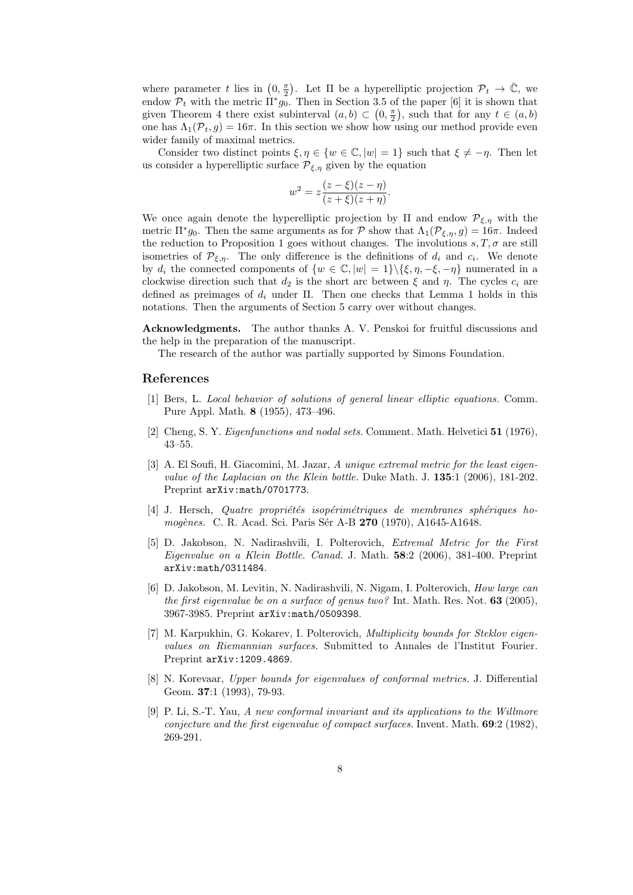where parameter $t$ lies in $\left(0, \frac{\pi}{2}\right)$. Let $\Pi$ be a hyperelliptic projection $\mathcal{P}_t \to \bar{\mathbb{C}}$, we endow $\mathcal{P}_t$ with the metric $\Pi^* g_0$. Then in Section 3.5 of the paper [6] it is shown that given Theorem 4 there exist subinterval $(a, b) \subset \left(0, \frac{\pi}{2}\right)$, such that for any $t \in (a, b)$ one has $\Lambda_1(\mathcal{P}_t, g) = 16\pi$. In this section we show how using our method provide even wider family of maximal metrics.

Consider two distinct points $\xi, \eta \in \{w \in \mathbb{C}, |w| = 1\}$ such that $\xi \neq -\eta$. Then let us consider a hyperelliptic surface $\mathcal{P}_{\xi,\eta}$ given by the equation

$$w^2 = z\frac{(z-\xi)(z-\eta)}{(z+\xi)(z+\eta)}.$$

We once again denote the hyperelliptic projection by $\Pi$ and endow $\mathcal{P}_{\xi,\eta}$ with the metric $\Pi^* g_0$. Then the same arguments as for $\mathcal{P}$ show that $\Lambda_1(\mathcal{P}_{\xi,\eta}, g) = 16\pi$. Indeed the reduction to Proposition 1 goes without changes. The involutions $s, T, \sigma$ are still isometries of $\mathcal{P}_{\xi,\eta}$. The only difference is the definitions of $d_i$ and $c_i$. We denote by $d_i$ the connected components of $\{w \in \mathbb{C}, |w| = 1\} \backslash \{\xi, \eta, -\xi, -\eta\}$ numerated in a clockwise direction such that $d_2$ is the short arc between $\xi$ and $\eta$. The cycles $c_i$ are defined as preimages of $d_i$ under $\Pi$. Then one checks that Lemma 1 holds in this notations. Then the arguments of Section 5 carry over without changes.

**Acknowledgments.** The author thanks A. V. Penskoi for fruitful discussions and the help in the preparation of the manuscript.

The research of the author was partially supported by Simons Foundation.

## References

[1] Bers, L. *Local behavior of solutions of general linear elliptic equations.* Comm. Pure Appl. Math. **8** (1955), 473–496.

[2] Cheng, S. Y. *Eigenfunctions and nodal sets.* Comment. Math. Helvetici **51** (1976), 43–55.

[3] A. El Soufi, H. Giacomini, M. Jazar, *A unique extremal metric for the least eigenvalue of the Laplacian on the Klein bottle.* Duke Math. J. **135**:1 (2006), 181-202. Preprint arXiv:math/0701773.

[4] J. Hersch, *Quatre propriétés isopérimétriques de membranes sphériques homogènes.* C. R. Acad. Sci. Paris Sér A-B **270** (1970), A1645-A1648.

[5] D. Jakobson, N. Nadirashvili, I. Polterovich, *Extremal Metric for the First Eigenvalue on a Klein Bottle. Canad.* J. Math. **58**:2 (2006), 381-400. Preprint arXiv:math/0311484.

[6] D. Jakobson, M. Levitin, N. Nadirashvili, N. Nigam, I. Polterovich, *How large can the first eigenvalue be on a surface of genus two?* Int. Math. Res. Not. **63** (2005), 3967-3985. Preprint arXiv:math/0509398.

[7] M. Karpukhin, G. Kokarev, I. Polterovich, *Multiplicity bounds for Steklov eigenvalues on Riemannian surfaces.* Submitted to Annales de l'Institut Fourier. Preprint arXiv:1209.4869.

[8] N. Korevaar, *Upper bounds for eigenvalues of conformal metrics.* J. Differential Geom. **37**:1 (1993), 79-93.

[9] P. Li, S.-T. Yau, *A new conformal invariant and its applications to the Willmore conjecture and the first eigenvalue of compact surfaces.* Invent. Math. **69**:2 (1982), 269-291.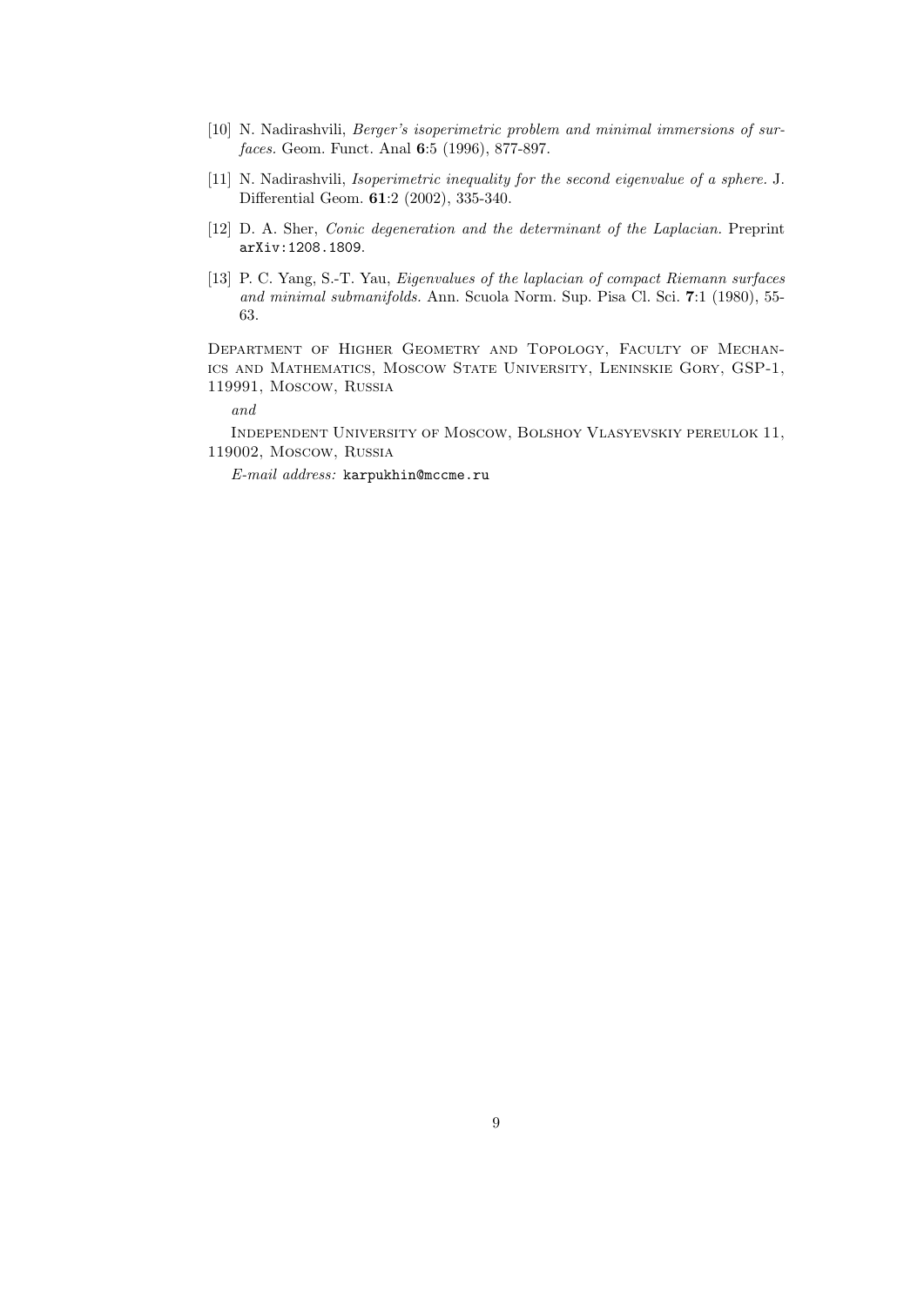[10] N. Nadirashvili, *Berger's isoperimetric problem and minimal immersions of surfaces*. Geom. Funct. Anal **6**:5 (1996), 877-897.

[11] N. Nadirashvili, *Isoperimetric inequality for the second eigenvalue of a sphere*. J. Differential Geom. **61**:2 (2002), 335-340.

[12] D. A. Sher, *Conic degeneration and the determinant of the Laplacian*. Preprint `arXiv:1208.1809`.

[13] P. C. Yang, S.-T. Yau, *Eigenvalues of the laplacian of compact Riemann surfaces and minimal submanifolds*. Ann. Scuola Norm. Sup. Pisa Cl. Sci. **7**:1 (1980), 55-63.

Department of Higher Geometry and Topology, Faculty of Mechanics and Mathematics, Moscow State University, Leninskie Gory, GSP-1, 119991, Moscow, Russia

*and*

Independent University of Moscow, Bolshoy Vlasyevskiy pereulok 11, 119002, Moscow, Russia

*E-mail address:* `karpukhin@mccme.ru`